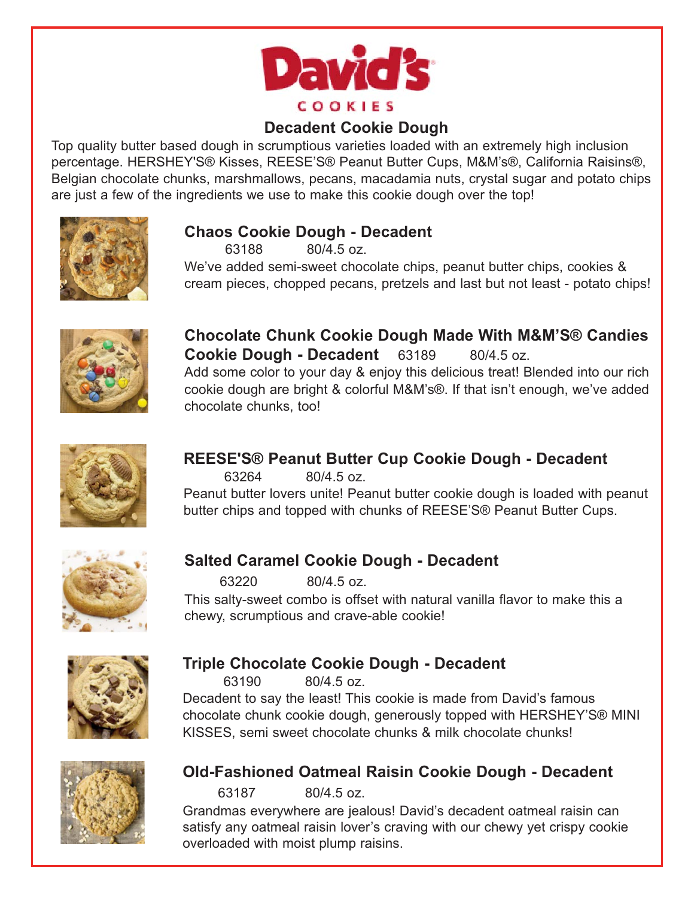# David's COOKIES

## Decadent Cookie Dough

Top quality butter based dough in scrumptious varieties loaded with an extremely high inclusion percentage. HERSHEY'S® Kisses, REESE'S® Peanut Butter Cups, M&M's®, California Raisins®, Belgian chocolate chunks, marshmallows, pecans, macadamia nuts, crystal sugar and potato chips are just a few of the ingredients we use to make this cookie dough over the top!

### Chaos Cookie Dough - Decadent

63188 80/4.5 oz.

We've added semi-sweet chocolate chips, peanut butter chips, cookies & cream pieces, chopped pecans, pretzels and last but not least - potato chips!

### Chocolate Chunk Cookie Dough Made With M&M'S® Candies Cookie Dough - Decadent

63189 80/4.5 oz.

Add some color to your day & enjoy this delicious treat! Blended into our rich cookie dough are bright & colorful M&M's®. If that isn't enough, we've added chocolate chunks, too!

### REESE'S® Peanut Butter Cup Cookie Dough - Decadent

63264 80/4.5 oz.

Peanut butter lovers unite! Peanut butter cookie dough is loaded with peanut butter chips and topped with chunks of REESE'S® Peanut Butter Cups.

### Salted Caramel Cookie Dough - Decadent

63220 80/4.5 oz.

This salty-sweet combo is offset with natural vanilla flavor to make this a chewy, scrumptious and crave-able cookie!

### Triple Chocolate Cookie Dough - Decadent

63190 80/4.5 oz.

Decadent to say the least! This cookie is made from David's famous chocolate chunk cookie dough, generously topped with HERSHEY'S® MINI KISSES, semi sweet chocolate chunks & milk chocolate chunks!

### Old-Fashioned Oatmeal Raisin Cookie Dough - Decadent

63187 80/4.5 oz.

Grandmas everywhere are jealous! David's decadent oatmeal raisin can satisfy any oatmeal raisin lover's craving with our chewy yet crispy cookie overloaded with moist plump raisins.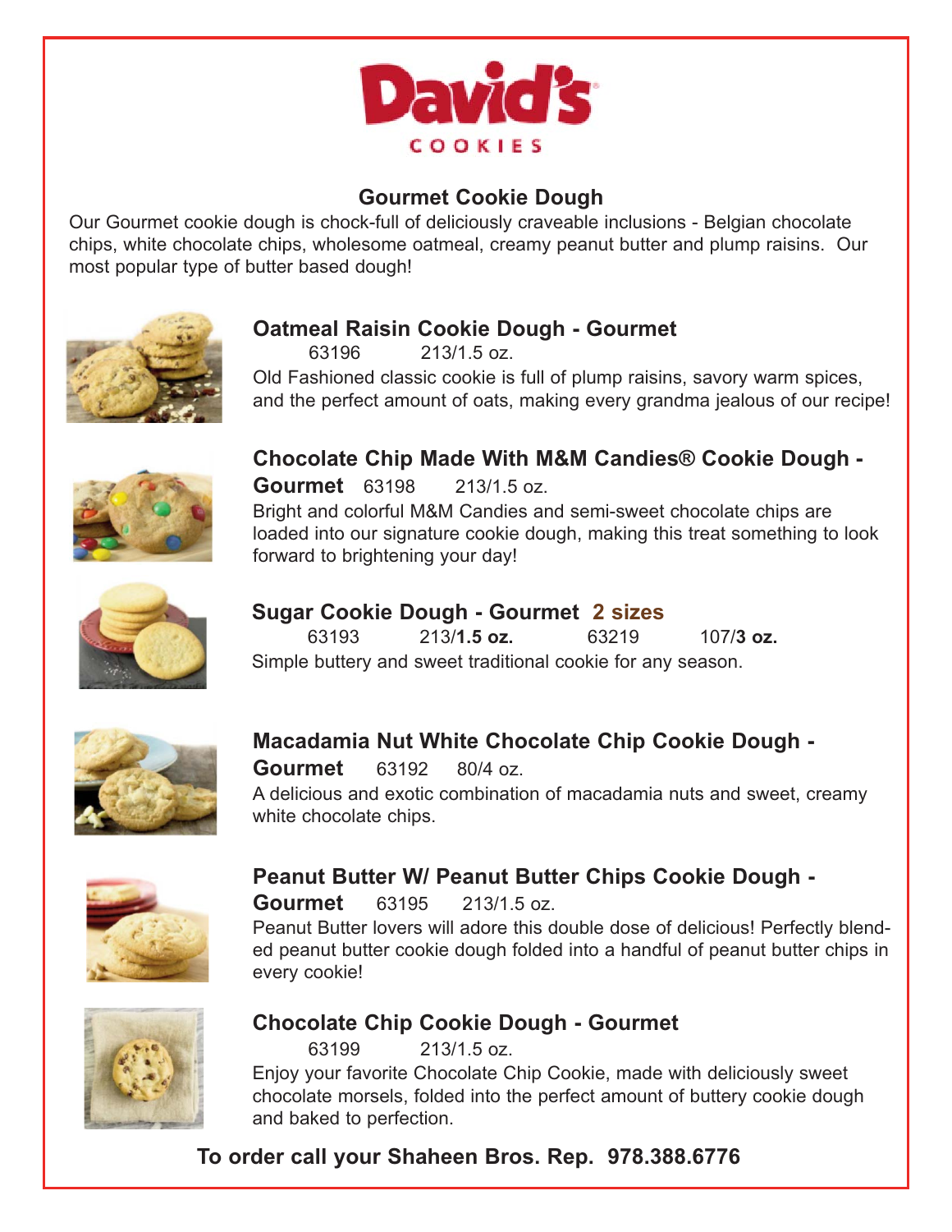# David's COOKIES

## Gourmet Cookie Dough

Our Gourmet cookie dough is chock-full of deliciously craveable inclusions - Belgian chocolate chips, white chocolate chips, wholesome oatmeal, creamy peanut butter and plump raisins. Our most popular type of butter based dough!

### Oatmeal Raisin Cookie Dough - Gourmet

63196 213/1.5 oz.

Old Fashioned classic cookie is full of plump raisins, savory warm spices, and the perfect amount of oats, making every grandma jealous of our recipe!

### Chocolate Chip Made With M&M Candies® Cookie Dough - Gourmet

63198 213/1.5 oz.

Bright and colorful M&M Candies and semi-sweet chocolate chips are loaded into our signature cookie dough, making this treat something to look forward to brightening your day!

### Sugar Cookie Dough - Gourmet 2 sizes

63193 213/**1.5 oz.** 63219 107/**3 oz.**

Simple buttery and sweet traditional cookie for any season.

### Macadamia Nut White Chocolate Chip Cookie Dough - Gourmet

63192 80/4 oz.

A delicious and exotic combination of macadamia nuts and sweet, creamy white chocolate chips.

### Peanut Butter W/ Peanut Butter Chips Cookie Dough - Gourmet

63195 213/1.5 oz.

Peanut Butter lovers will adore this double dose of delicious! Perfectly blended peanut butter cookie dough folded into a handful of peanut butter chips in every cookie!

### Chocolate Chip Cookie Dough - Gourmet

63199 213/1.5 oz.

Enjoy your favorite Chocolate Chip Cookie, made with deliciously sweet chocolate morsels, folded into the perfect amount of buttery cookie dough and baked to perfection.

**To order call your Shaheen Bros. Rep. 978.388.6776**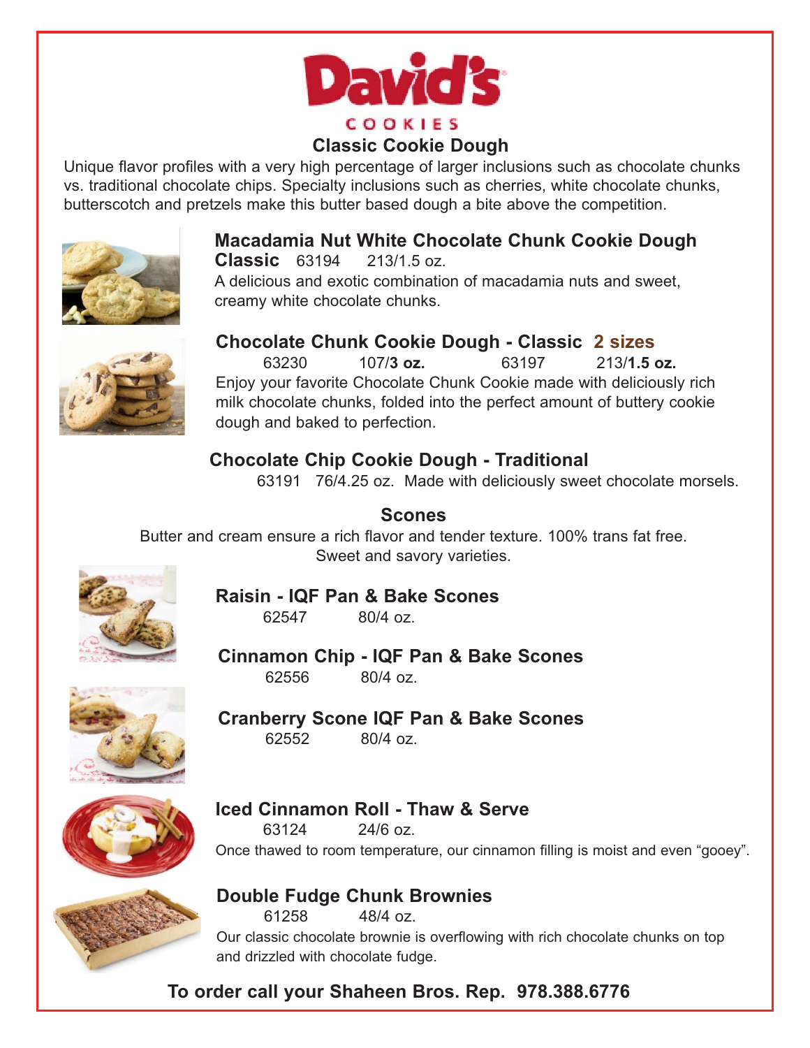# David's COOKIES

## Classic Cookie Dough

Unique flavor profiles with a very high percentage of larger inclusions such as chocolate chunks vs. traditional chocolate chips. Specialty inclusions such as cherries, white chocolate chunks, butterscotch and pretzels make this butter based dough a bite above the competition.

### Macadamia Nut White Chocolate Chunk Cookie Dough Classic

63194 213/1.5 oz.

A delicious and exotic combination of macadamia nuts and sweet, creamy white chocolate chunks.

### Chocolate Chunk Cookie Dough - Classic 2 sizes

63230 107/**3 oz.** 63197 213/**1.5 oz.**

Enjoy your favorite Chocolate Chunk Cookie made with deliciously rich milk chocolate chunks, folded into the perfect amount of buttery cookie dough and baked to perfection.

### Chocolate Chip Cookie Dough - Traditional

63191 76/4.25 oz. Made with deliciously sweet chocolate morsels.

## Scones

Butter and cream ensure a rich flavor and tender texture. 100% trans fat free.
Sweet and savory varieties.

### Raisin - IQF Pan & Bake Scones

62547 80/4 oz.

### Cinnamon Chip - IQF Pan & Bake Scones

62556 80/4 oz.

### Cranberry Scone IQF Pan & Bake Scones

62552 80/4 oz.

### Iced Cinnamon Roll - Thaw & Serve

63124 24/6 oz.

Once thawed to room temperature, our cinnamon filling is moist and even "gooey".

### Double Fudge Chunk Brownies

61258 48/4 oz.

Our classic chocolate brownie is overflowing with rich chocolate chunks on top and drizzled with chocolate fudge.

**To order call your Shaheen Bros. Rep. 978.388.6776**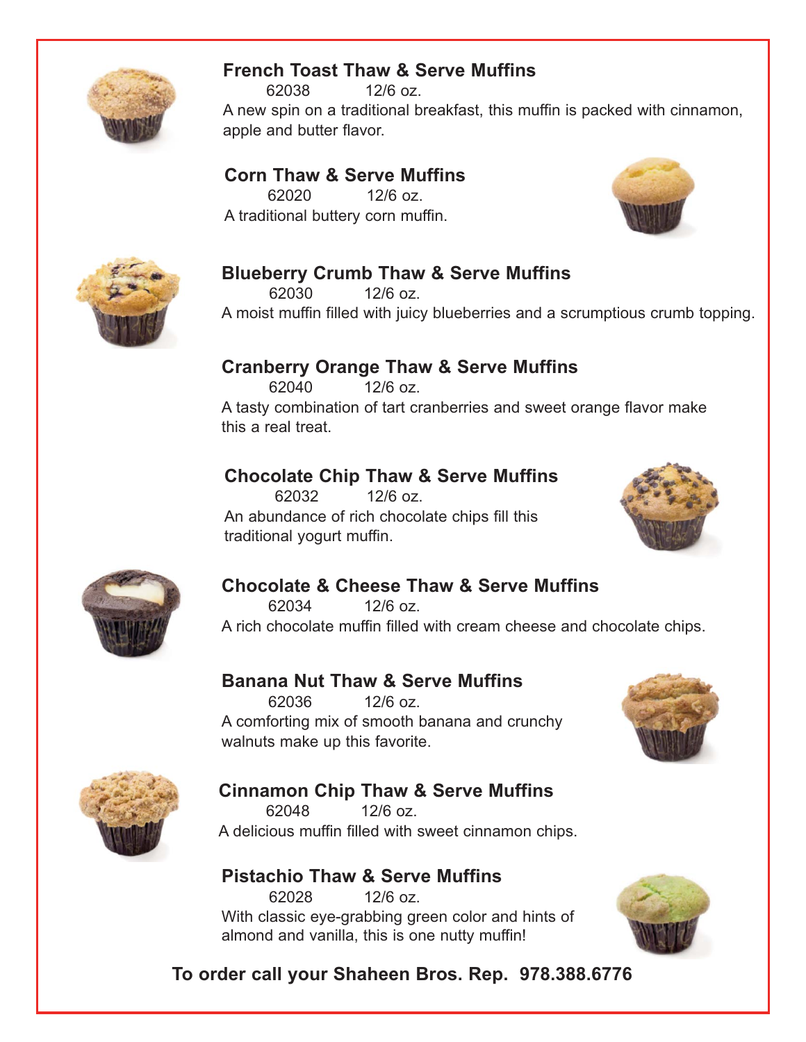## French Toast Thaw & Serve Muffins

62038 12/6 oz.

A new spin on a traditional breakfast, this muffin is packed with cinnamon, apple and butter flavor.

## Corn Thaw & Serve Muffins

62020 12/6 oz.

A traditional buttery corn muffin.

## Blueberry Crumb Thaw & Serve Muffins

62030 12/6 oz.

A moist muffin filled with juicy blueberries and a scrumptious crumb topping.

## Cranberry Orange Thaw & Serve Muffins

62040 12/6 oz.

A tasty combination of tart cranberries and sweet orange flavor make this a real treat.

## Chocolate Chip Thaw & Serve Muffins

62032 12/6 oz.

An abundance of rich chocolate chips fill this traditional yogurt muffin.

## Chocolate & Cheese Thaw & Serve Muffins

62034 12/6 oz.

A rich chocolate muffin filled with cream cheese and chocolate chips.

## Banana Nut Thaw & Serve Muffins

62036 12/6 oz.

A comforting mix of smooth banana and crunchy walnuts make up this favorite.

## Cinnamon Chip Thaw & Serve Muffins

62048 12/6 oz.

A delicious muffin filled with sweet cinnamon chips.

## Pistachio Thaw & Serve Muffins

62028 12/6 oz.

With classic eye-grabbing green color and hints of almond and vanilla, this is one nutty muffin!

**To order call your Shaheen Bros. Rep. 978.388.6776**